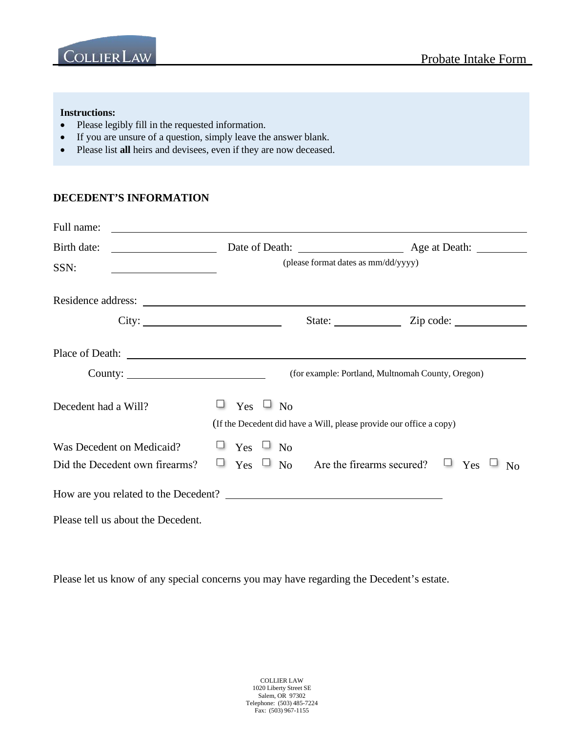COLLIER LAW

Probate Intake Form

**Instructions:**

- Please legibly fill in the requested information.
- If you are unsure of a question, simply leave the answer blank.
- Please list **all** heirs and devisees, even if they are now deceased.

**DECEDENT'S INFORMATION**

Full name: ____________________________________________

Birth date: ____________ Date of Death: ____________ Age at Death: ________

(please format dates as mm/dd/yyyy)

SSN: ____________

Residence address: ____________________________________________

City: ____________ State: ____________ Zip code: ____________

Place of Death: ____________________________________________

County: ____________ (for example: Portland, Multnomah County, Oregon)

Decedent had a Will? ☐ Yes ☐ No

(If the Decedent did have a Will, please provide our office a copy)

Was Decedent on Medicaid? ☐ Yes ☐ No

Did the Decedent own firearms? ☐ Yes ☐ No Are the firearms secured? ☐ Yes ☐ No

How are you related to the Decedent? ____________________________

Please tell us about the Decedent.

Please let us know of any special concerns you may have regarding the Decedent's estate.

COLLIER LAW
1020 Liberty Street SE
Salem, OR 97302
Telephone: (503) 485-7224
Fax: (503) 967-1155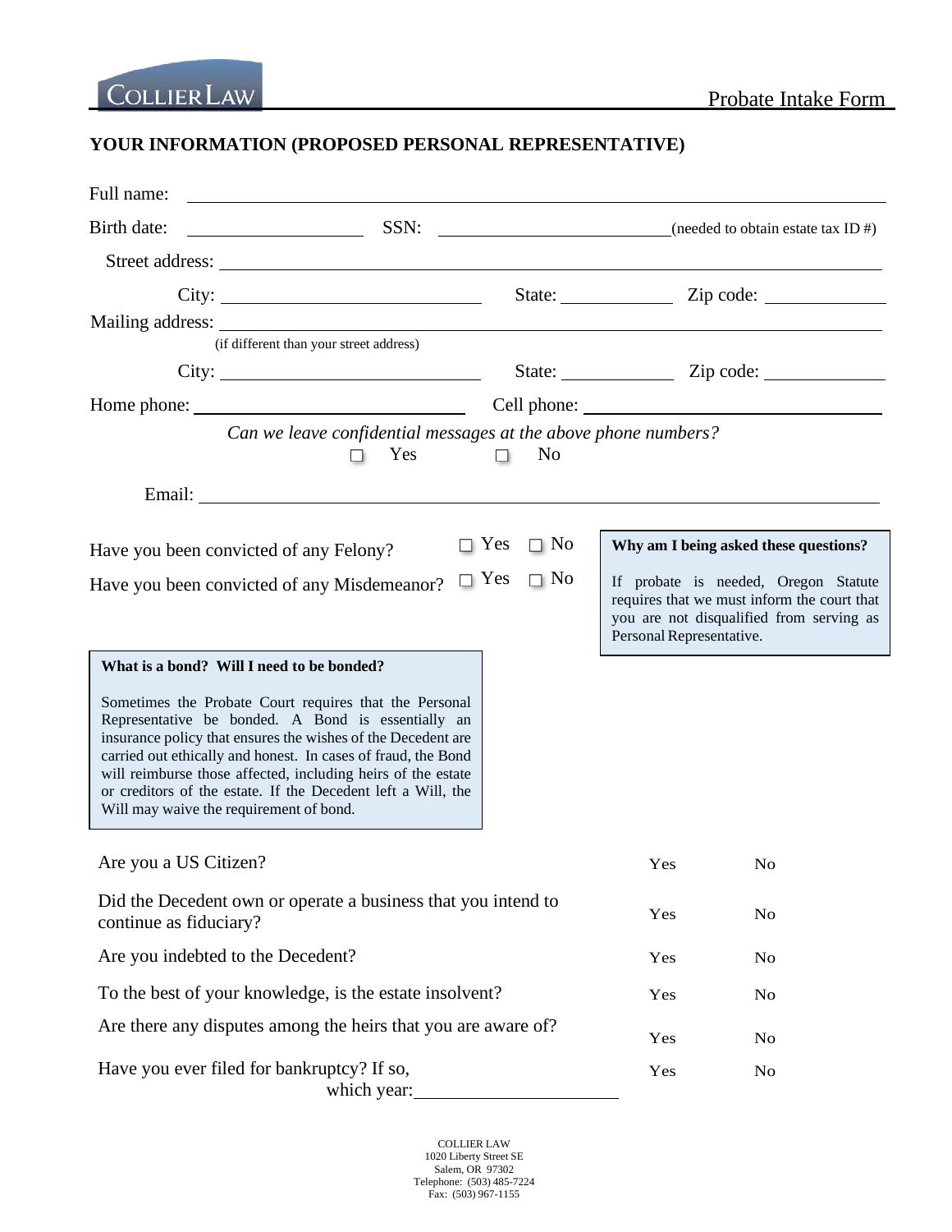COLLIER LAW

Probate Intake Form

## YOUR INFORMATION (PROPOSED PERSONAL REPRESENTATIVE)

Full name: ____________________________________________

Birth date: ________________ SSN: ____________________ (needed to obtain estate tax ID #)

Street address: ____________________________________________

City: ____________________ State: __________ Zip code: __________

Mailing address: ____________________________________________
(if different than your street address)

City: ____________________ State: __________ Zip code: __________

Home phone: ____________________ Cell phone: ____________________

*Can we leave confidential messages at the above phone numbers?*
☐ Yes ☐ No

Email: ____________________________________________

Have you been convicted of any Felony? ☐ Yes ☐ No

Have you been convicted of any Misdemeanor? ☐ Yes ☐ No

**Why am I being asked these questions?**

If probate is needed, Oregon Statute requires that we must inform the court that you are not disqualified from serving as Personal Representative.

**What is a bond? Will I need to be bonded?**

Sometimes the Probate Court requires that the Personal Representative be bonded. A Bond is essentially an insurance policy that ensures the wishes of the Decedent are carried out ethically and honest. In cases of fraud, the Bond will reimburse those affected, including heirs of the estate or creditors of the estate. If the Decedent left a Will, the Will may waive the requirement of bond.

| | | |
|---|---|---|
| Are you a US Citizen? | Yes | No |
| Did the Decedent own or operate a business that you intend to continue as fiduciary? | Yes | No |
| Are you indebted to the Decedent? | Yes | No |
| To the best of your knowledge, is the estate insolvent? | Yes | No |
| Are there any disputes among the heirs that you are aware of? | Yes | No |
| Have you ever filed for bankruptcy? If so, which year: ____________________ | Yes | No |

COLLIER LAW
1020 Liberty Street SE
Salem, OR 97302
Telephone: (503) 485-7224
Fax: (503) 967-1155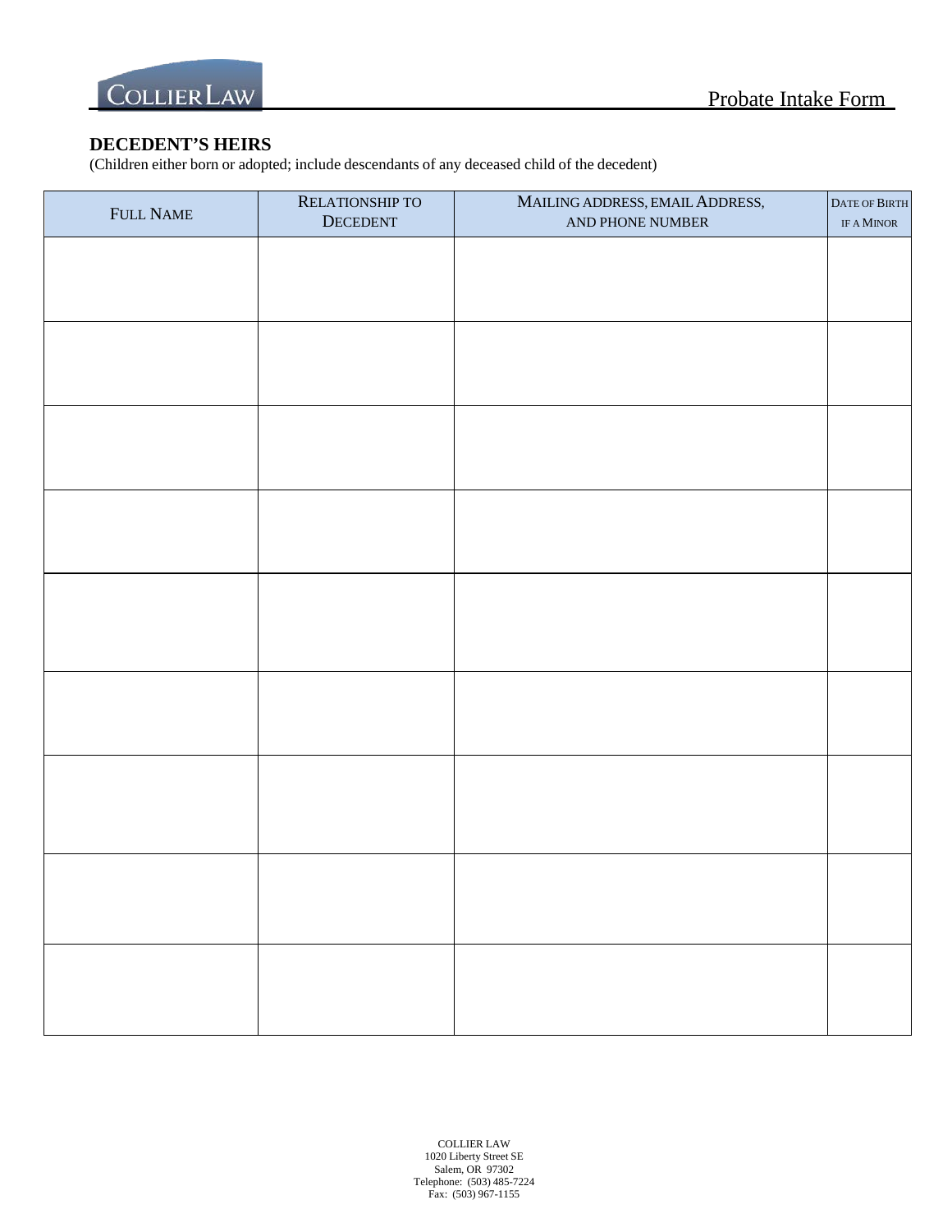## DECEDENT'S HEIRS

(Children either born or adopted; include descendants of any deceased child of the decedent)

| Full Name | Relationship to Decedent | Mailing Address, Email Address, and Phone Number | Date of Birth if a Minor |
|---|---|---|---|
| | | | |
| | | | |
| | | | |
| | | | |
| | | | |
| | | | |
| | | | |
| | | | |
| | | | |

COLLIER LAW
1020 Liberty Street SE
Salem, OR 97302
Telephone: (503) 485-7224
Fax: (503) 967-1155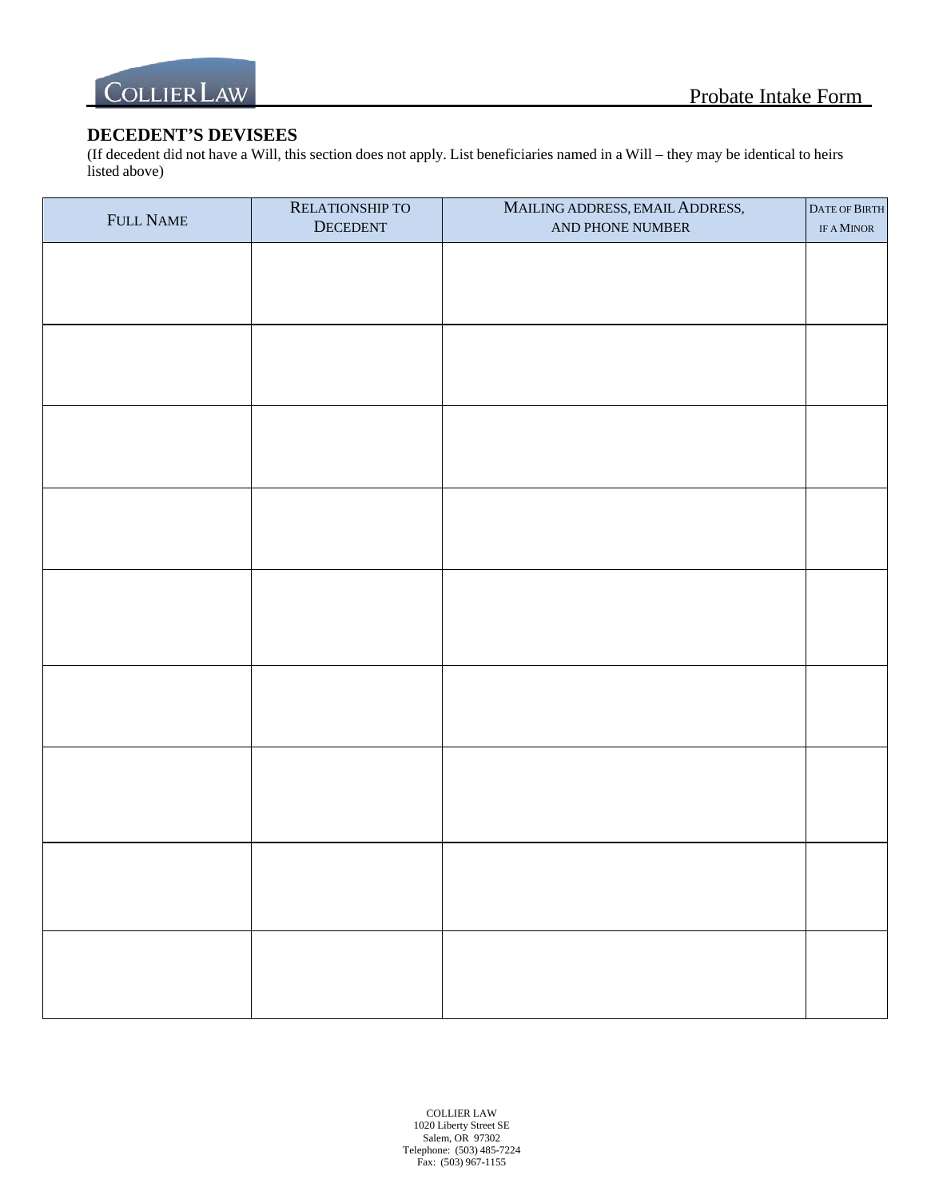## DECEDENT'S DEVISEES

(If decedent did not have a Will, this section does not apply. List beneficiaries named in a Will – they may be identical to heirs listed above)

| FULL NAME | RELATIONSHIP TO DECEDENT | MAILING ADDRESS, EMAIL ADDRESS, AND PHONE NUMBER | DATE OF BIRTH IF A MINOR |
|---|---|---|---|
| | | | |
| | | | |
| | | | |
| | | | |
| | | | |
| | | | |
| | | | |
| | | | |
| | | | |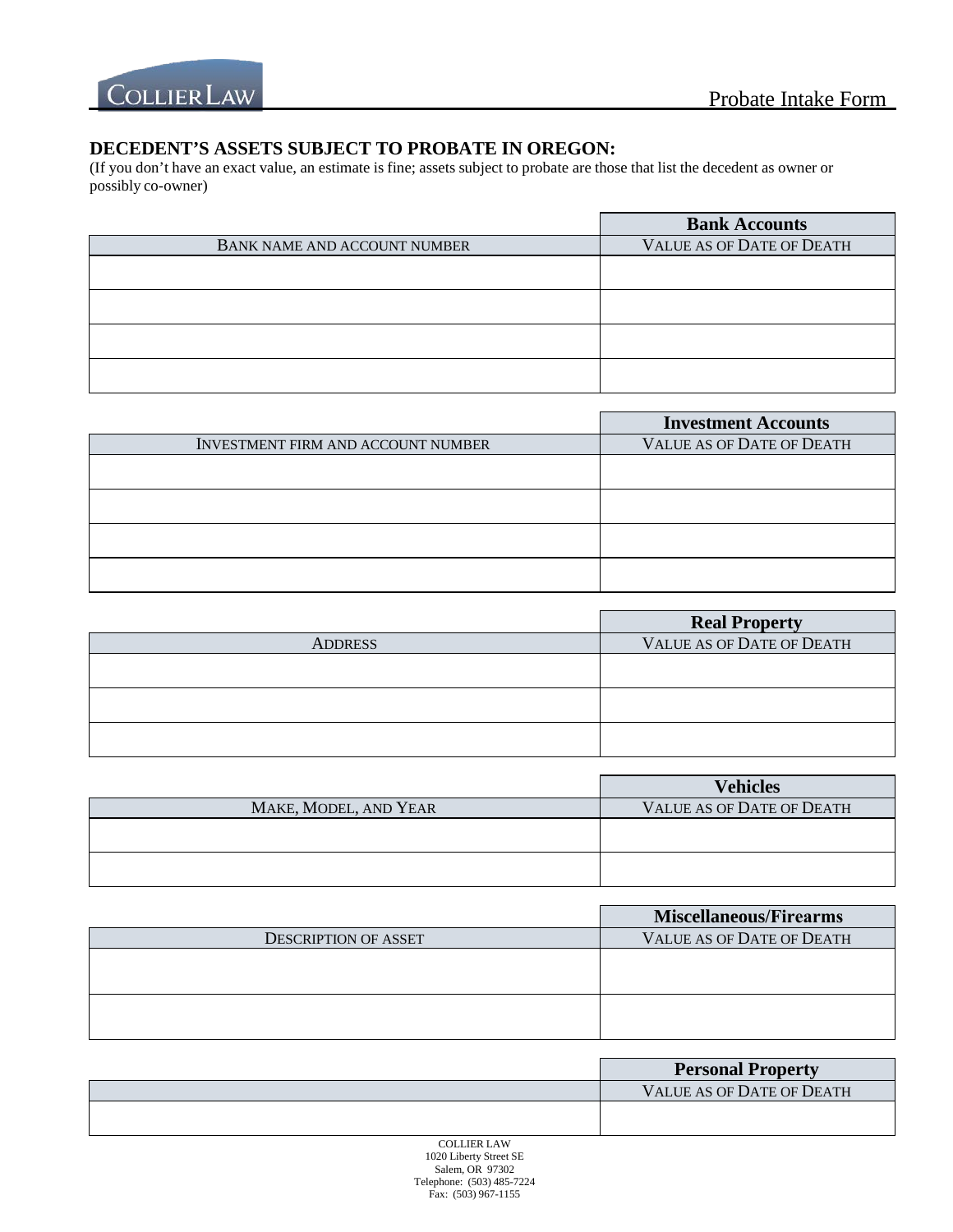## DECEDENT'S ASSETS SUBJECT TO PROBATE IN OREGON:

(If you don't have an exact value, an estimate is fine; assets subject to probate are those that list the decedent as owner or possibly co-owner)

| | Bank Accounts |
|---|---|
| BANK NAME AND ACCOUNT NUMBER | VALUE AS OF DATE OF DEATH |
| | |
| | |
| | |
| | |

| | Investment Accounts |
|---|---|
| INVESTMENT FIRM AND ACCOUNT NUMBER | VALUE AS OF DATE OF DEATH |
| | |
| | |
| | |
| | |

| | Real Property |
|---|---|
| ADDRESS | VALUE AS OF DATE OF DEATH |
| | |
| | |
| | |

| | Vehicles |
|---|---|
| MAKE, MODEL, AND YEAR | VALUE AS OF DATE OF DEATH |
| | |
| | |

| | Miscellaneous/Firearms |
|---|---|
| DESCRIPTION OF ASSET | VALUE AS OF DATE OF DEATH |
| | |
| | |

| | Personal Property |
|---|---|
| | VALUE AS OF DATE OF DEATH |
| | |

COLLIER LAW
1020 Liberty Street SE
Salem, OR 97302
Telephone: (503) 485-7224
Fax: (503) 967-1155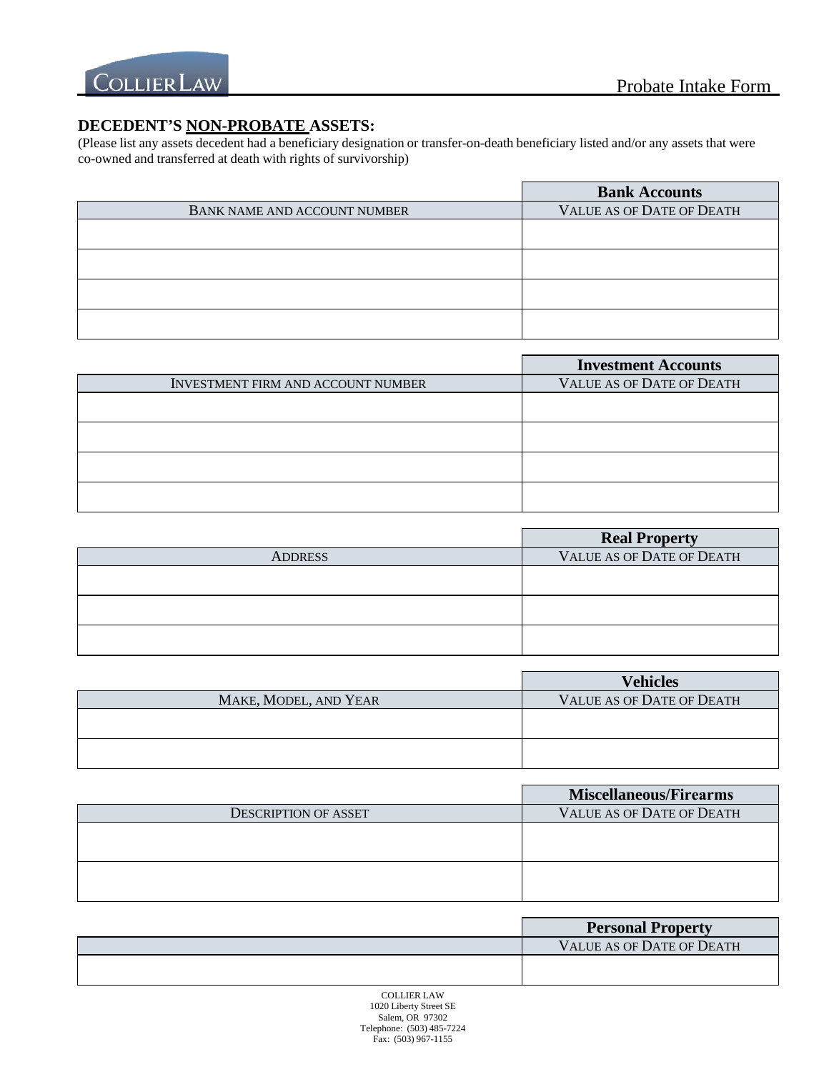**DECEDENT'S NON-PROBATE ASSETS:**

(Please list any assets decedent had a beneficiary designation or transfer-on-death beneficiary listed and/or any assets that were co-owned and transferred at death with rights of survivorship)

| | **Bank Accounts** |
|---|---|
| BANK NAME AND ACCOUNT NUMBER | VALUE AS OF DATE OF DEATH |
| | |
| | |
| | |
| | |

| | **Investment Accounts** |
|---|---|
| INVESTMENT FIRM AND ACCOUNT NUMBER | VALUE AS OF DATE OF DEATH |
| | |
| | |
| | |
| | |

| | **Real Property** |
|---|---|
| ADDRESS | VALUE AS OF DATE OF DEATH |
| | |
| | |
| | |

| | **Vehicles** |
|---|---|
| MAKE, MODEL, AND YEAR | VALUE AS OF DATE OF DEATH |
| | |
| | |

| | **Miscellaneous/Firearms** |
|---|---|
| DESCRIPTION OF ASSET | VALUE AS OF DATE OF DEATH |
| | |
| | |

| | **Personal Property** |
|---|---|
| | VALUE AS OF DATE OF DEATH |
| | |

COLLIER LAW
1020 Liberty Street SE
Salem, OR 97302
Telephone: (503) 485-7224
Fax: (503) 967-1155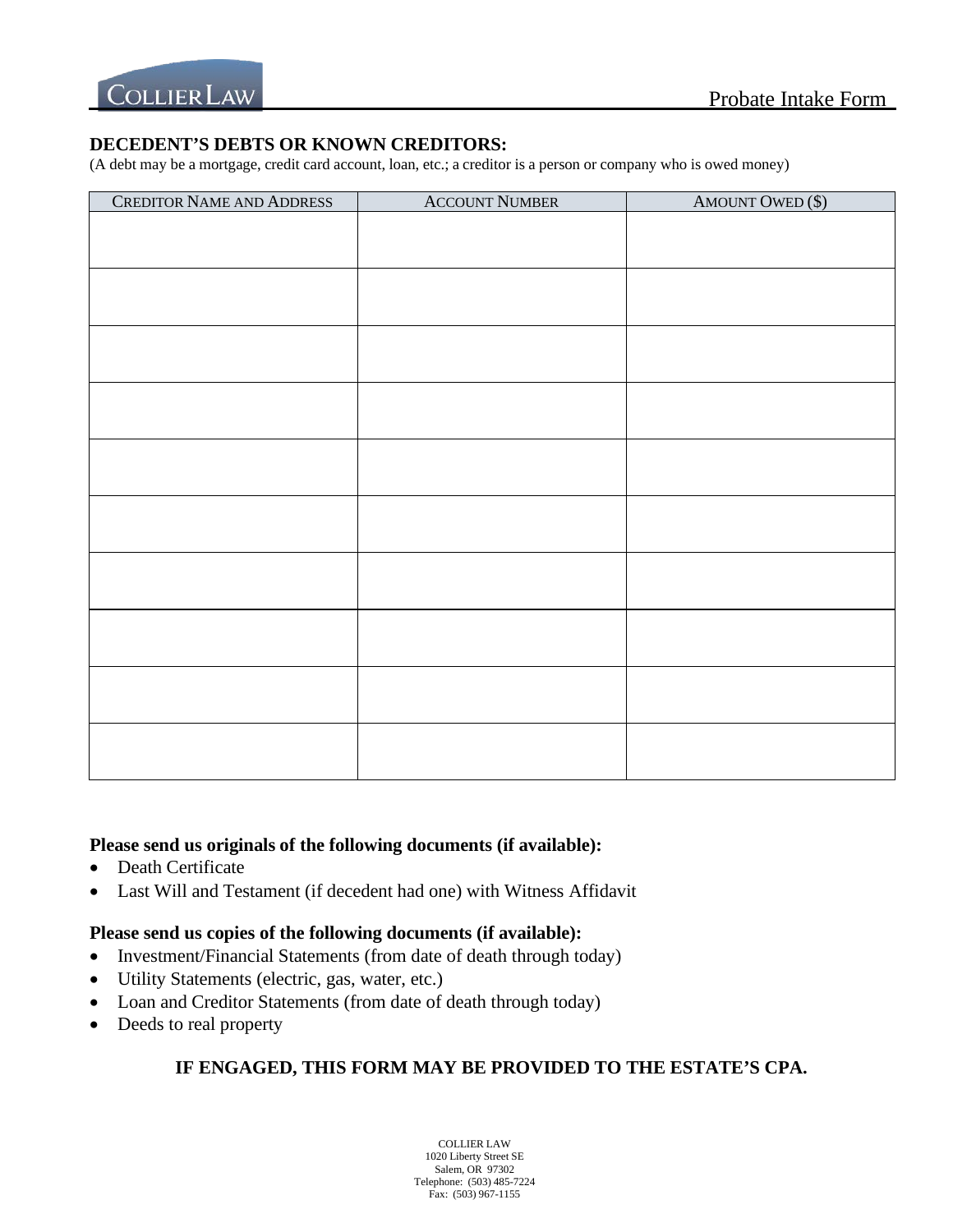## DECEDENT'S DEBTS OR KNOWN CREDITORS:

(A debt may be a mortgage, credit card account, loan, etc.; a creditor is a person or company who is owed money)

| Creditor Name and Address | Account Number | Amount Owed ($) |
|---|---|---|
| | | |
| | | |
| | | |
| | | |
| | | |
| | | |
| | | |
| | | |
| | | |
| | | |

**Please send us originals of the following documents (if available):**

- Death Certificate
- Last Will and Testament (if decedent had one) with Witness Affidavit

**Please send us copies of the following documents (if available):**

- Investment/Financial Statements (from date of death through today)
- Utility Statements (electric, gas, water, etc.)
- Loan and Creditor Statements (from date of death through today)
- Deeds to real property

**IF ENGAGED, THIS FORM MAY BE PROVIDED TO THE ESTATE'S CPA.**

COLLIER LAW
1020 Liberty Street SE
Salem, OR 97302
Telephone: (503) 485-7224
Fax: (503) 967-1155